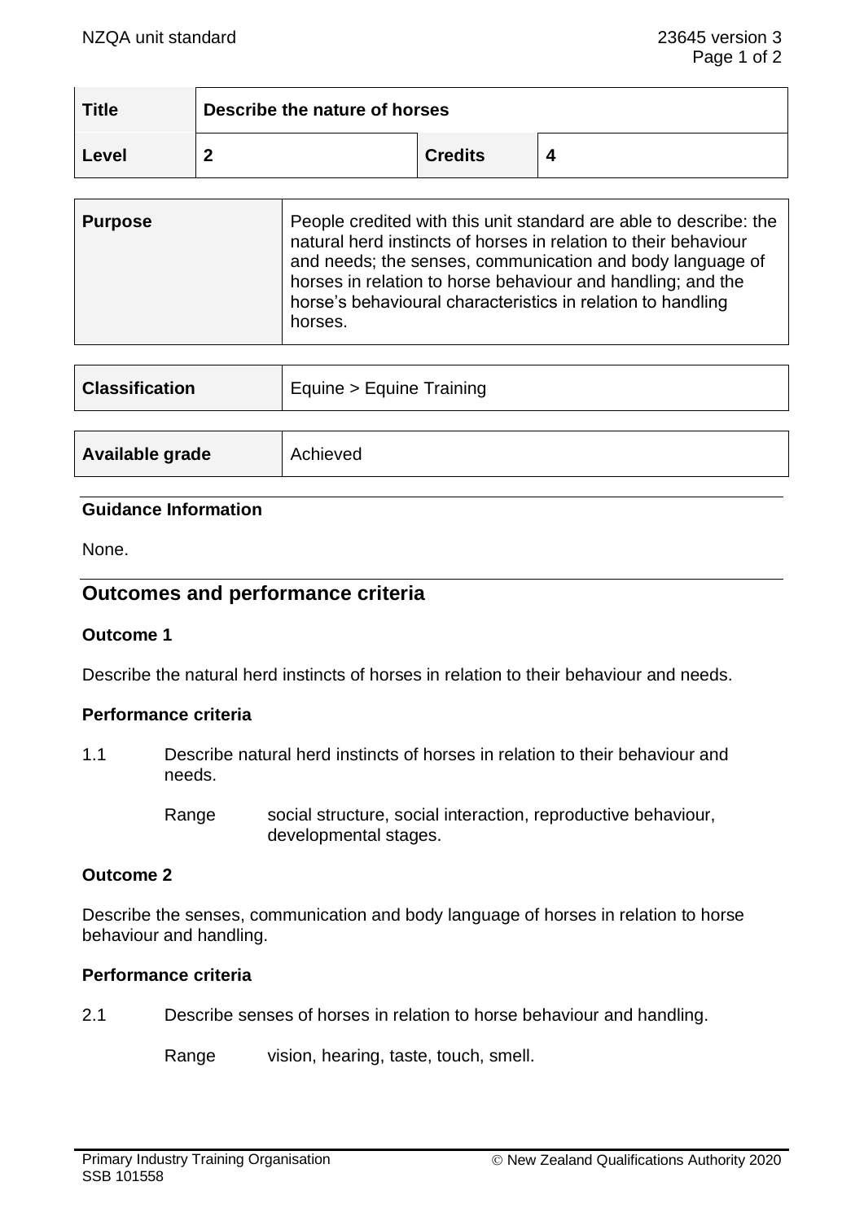| Title | Describe the nature of horses | | |
|---|---|---|---|
| Level | 2 | Credits | 4 |

| Purpose | People credited with this unit standard are able to describe: the natural herd instincts of horses in relation to their behaviour and needs; the senses, communication and body language of horses in relation to horse behaviour and handling; and the horse's behavioural characteristics in relation to handling horses. |
|---|---|

| Classification | Equine > Equine Training |
|---|---|

| Available grade | Achieved |
|---|---|

## Guidance Information

None.

## Outcomes and performance criteria

### Outcome 1

Describe the natural herd instincts of horses in relation to their behaviour and needs.

#### Performance criteria

1.1 Describe natural herd instincts of horses in relation to their behaviour and needs.

Range: social structure, social interaction, reproductive behaviour, developmental stages.

### Outcome 2

Describe the senses, communication and body language of horses in relation to horse behaviour and handling.

#### Performance criteria

2.1 Describe senses of horses in relation to horse behaviour and handling.

Range: vision, hearing, taste, touch, smell.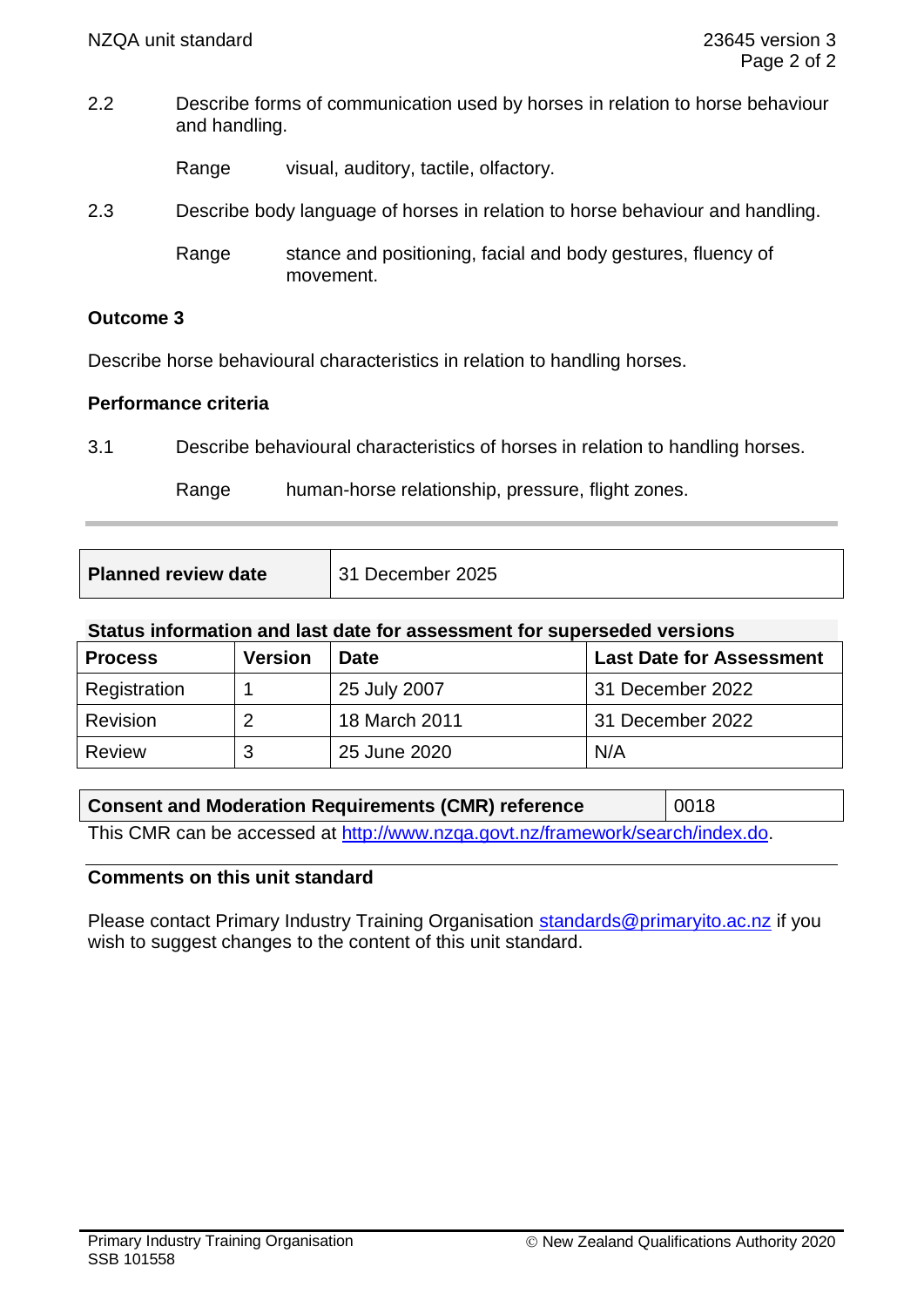2.2 Describe forms of communication used by horses in relation to horse behaviour and handling.

Range visual, auditory, tactile, olfactory.

2.3 Describe body language of horses in relation to horse behaviour and handling.

Range stance and positioning, facial and body gestures, fluency of movement.

### Outcome 3

Describe horse behavioural characteristics in relation to handling horses.

### Performance criteria

3.1 Describe behavioural characteristics of horses in relation to handling horses.

Range human-horse relationship, pressure, flight zones.

| | |
|---|---|
| **Planned review date** | 31 December 2025 |

**Status information and last date for assessment for superseded versions**

| Process | Version | Date | Last Date for Assessment |
|---|---|---|---|
| Registration | 1 | 25 July 2007 | 31 December 2022 |
| Revision | 2 | 18 March 2011 | 31 December 2022 |
| Review | 3 | 25 June 2020 | N/A |

| | |
|---|---|
| **Consent and Moderation Requirements (CMR) reference** | 0018 |

This CMR can be accessed at http://www.nzqa.govt.nz/framework/search/index.do.

### Comments on this unit standard

Please contact Primary Industry Training Organisation standards@primaryito.ac.nz if you wish to suggest changes to the content of this unit standard.